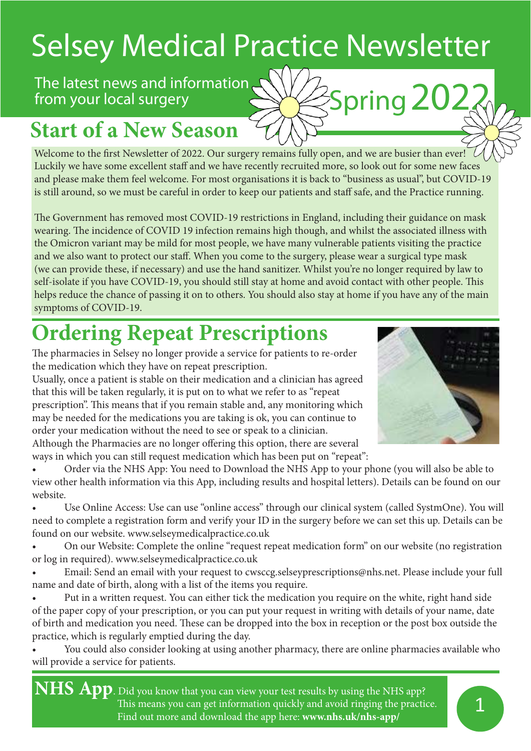# Selsey Medical Practice Newsletter

The latest news and information from your local surgery

Spring 2022

## Start of a New Season

Welcome to the first Newsletter of 2022. Our surgery remains fully open, and we are busier than ever! Luckily we have some excellent staff and we have recently recruited more, so look out for some new faces and please make them feel welcome. For most organisations it is back to "business as usual", but COVID-19 is still around, so we must be careful in order to keep our patients and staff safe, and the Practice running.

The Government has removed most COVID-19 restrictions in England, including their guidance on mask wearing. The incidence of COVID 19 infection remains high though, and whilst the associated illness with the Omicron variant may be mild for most people, we have many vulnerable patients visiting the practice and we also want to protect our staff. When you come to the surgery, please wear a surgical type mask (we can provide these, if necessary) and use the hand sanitizer. Whilst you're no longer required by law to self-isolate if you have COVID-19, you should still stay at home and avoid contact with other people. This helps reduce the chance of passing it on to others. You should also stay at home if you have any of the main symptoms of COVID-19.

## Ordering Repeat Prescriptions

The pharmacies in Selsey no longer provide a service for patients to re-order the medication which they have on repeat prescription.
Usually, once a patient is stable on their medication and a clinician has agreed that this will be taken regularly, it is put on to what we refer to as "repeat prescription". This means that if you remain stable and, any monitoring which may be needed for the medications you are taking is ok, you can continue to order your medication without the need to see or speak to a clinician.
Although the Pharmacies are no longer offering this option, there are several ways in which you can still request medication which has been put on "repeat":

- Order via the NHS App: You need to Download the NHS App to your phone (you will also be able to view other health information via this App, including results and hospital letters). Details can be found on our website.
- Use Online Access: Use can use "online access" through our clinical system (called SystmOne). You will need to complete a registration form and verify your ID in the surgery before we can set this up. Details can be found on our website. www.selseymedicalpractice.co.uk
- On our Website: Complete the online "request repeat medication form" on our website (no registration or log in required). www.selseymedicalpractice.co.uk
- Email: Send an email with your request to cwsccg.selseyprescriptions@nhs.net. Please include your full name and date of birth, along with a list of the items you require.
- Put in a written request. You can either tick the medication you require on the white, right hand side of the paper copy of your prescription, or you can put your request in writing with details of your name, date of birth and medication you need. These can be dropped into the box in reception or the post box outside the practice, which is regularly emptied during the day.
- You could also consider looking at using another pharmacy, there are online pharmacies available who will provide a service for patients.

**NHS App**. Did you know that you can view your test results by using the NHS app? This means you can get information quickly and avoid ringing the practice. Find out more and download the app here: **www.nhs.uk/nhs-app/**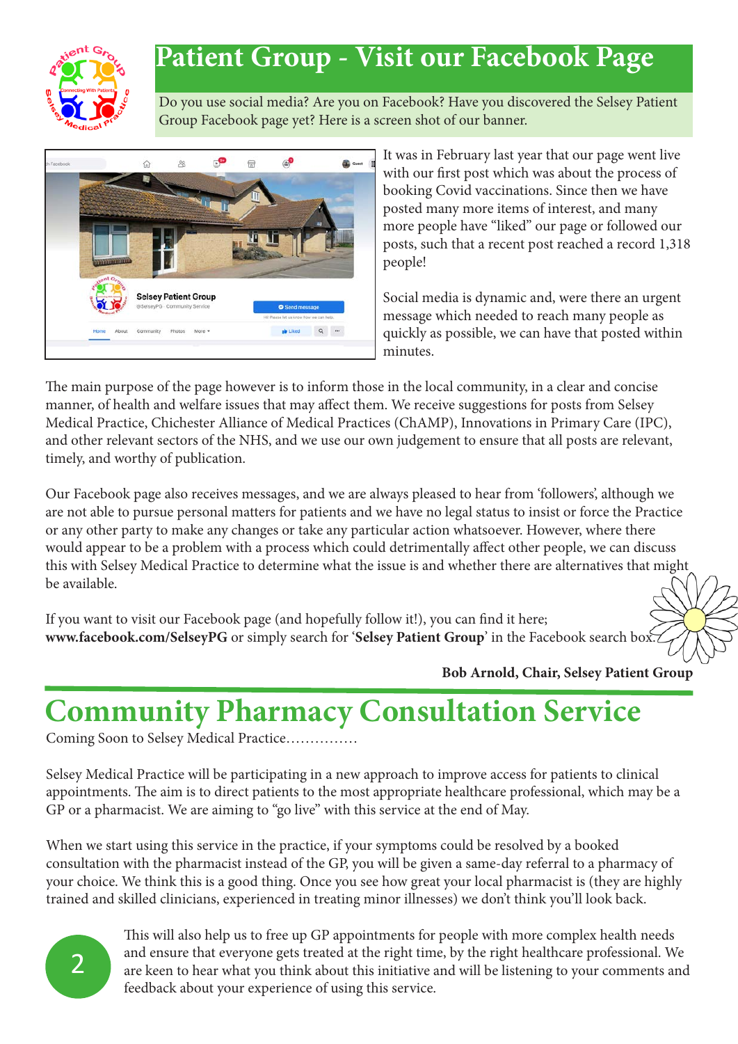# Patient Group - Visit our Facebook Page

Do you use social media? Are you on Facebook? Have you discovered the Selsey Patient Group Facebook page yet? Here is a screen shot of our banner.

It was in February last year that our page went live with our first post which was about the process of booking Covid vaccinations. Since then we have posted many more items of interest, and many more people have "liked" our page or followed our posts, such that a recent post reached a record 1,318 people!

Social media is dynamic and, were there an urgent message which needed to reach many people as quickly as possible, we can have that posted within minutes.

The main purpose of the page however is to inform those in the local community, in a clear and concise manner, of health and welfare issues that may affect them. We receive suggestions for posts from Selsey Medical Practice, Chichester Alliance of Medical Practices (ChAMP), Innovations in Primary Care (IPC), and other relevant sectors of the NHS, and we use our own judgement to ensure that all posts are relevant, timely, and worthy of publication.

Our Facebook page also receives messages, and we are always pleased to hear from 'followers', although we are not able to pursue personal matters for patients and we have no legal status to insist or force the Practice or any other party to make any changes or take any particular action whatsoever. However, where there would appear to be a problem with a process which could detrimentally affect other people, we can discuss this with Selsey Medical Practice to determine what the issue is and whether there are alternatives that might be available.

If you want to visit our Facebook page (and hopefully follow it!), you can find it here; **www.facebook.com/SelseyPG** or simply search for '**Selsey Patient Group**' in the Facebook search box.

**Bob Arnold, Chair, Selsey Patient Group**

# Community Pharmacy Consultation Service

Coming Soon to Selsey Medical Practice……………

Selsey Medical Practice will be participating in a new approach to improve access for patients to clinical appointments. The aim is to direct patients to the most appropriate healthcare professional, which may be a GP or a pharmacist. We are aiming to "go live" with this service at the end of May.

When we start using this service in the practice, if your symptoms could be resolved by a booked consultation with the pharmacist instead of the GP, you will be given a same-day referral to a pharmacy of your choice. We think this is a good thing. Once you see how great your local pharmacist is (they are highly trained and skilled clinicians, experienced in treating minor illnesses) we don't think you'll look back.

This will also help us to free up GP appointments for people with more complex health needs and ensure that everyone gets treated at the right time, by the right healthcare professional. We are keen to hear what you think about this initiative and will be listening to your comments and feedback about your experience of using this service.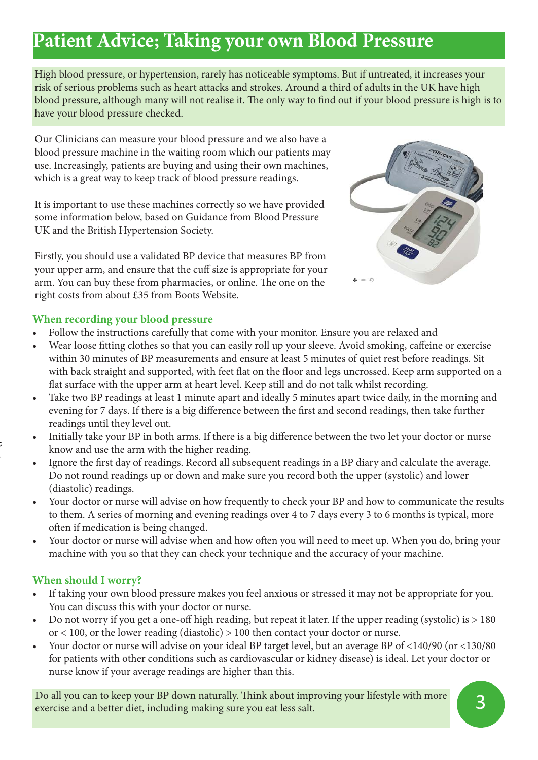# Patient Advice; Taking your own Blood Pressure

High blood pressure, or hypertension, rarely has noticeable symptoms. But if untreated, it increases your risk of serious problems such as heart attacks and strokes. Around a third of adults in the UK have high blood pressure, although many will not realise it. The only way to find out if your blood pressure is high is to have your blood pressure checked.

Our Clinicians can measure your blood pressure and we also have a blood pressure machine in the waiting room which our patients may use. Increasingly, patients are buying and using their own machines, which is a great way to keep track of blood pressure readings.

It is important to use these machines correctly so we have provided some information below, based on Guidance from Blood Pressure UK and the British Hypertension Society.

Firstly, you should use a validated BP device that measures BP from your upper arm, and ensure that the cuff size is appropriate for your arm. You can buy these from pharmacies, or online. The one on the right costs from about £35 from Boots Website.

## When recording your blood pressure

- Follow the instructions carefully that come with your monitor. Ensure you are relaxed and
- Wear loose fitting clothes so that you can easily roll up your sleeve. Avoid smoking, caffeine or exercise within 30 minutes of BP measurements and ensure at least 5 minutes of quiet rest before readings. Sit with back straight and supported, with feet flat on the floor and legs uncrossed. Keep arm supported on a flat surface with the upper arm at heart level. Keep still and do not talk whilst recording.
- Take two BP readings at least 1 minute apart and ideally 5 minutes apart twice daily, in the morning and evening for 7 days. If there is a big difference between the first and second readings, then take further readings until they level out.
- Initially take your BP in both arms. If there is a big difference between the two let your doctor or nurse know and use the arm with the higher reading.
- Ignore the first day of readings. Record all subsequent readings in a BP diary and calculate the average. Do not round readings up or down and make sure you record both the upper (systolic) and lower (diastolic) readings.
- Your doctor or nurse will advise on how frequently to check your BP and how to communicate the results to them. A series of morning and evening readings over 4 to 7 days every 3 to 6 months is typical, more often if medication is being changed.
- Your doctor or nurse will advise when and how often you will need to meet up. When you do, bring your machine with you so that they can check your technique and the accuracy of your machine.

## When should I worry?

- If taking your own blood pressure makes you feel anxious or stressed it may not be appropriate for you. You can discuss this with your doctor or nurse.
- Do not worry if you get a one-off high reading, but repeat it later. If the upper reading (systolic) is > 180 or < 100, or the lower reading (diastolic) > 100 then contact your doctor or nurse.
- Your doctor or nurse will advise on your ideal BP target level, but an average BP of <140/90 (or <130/80 for patients with other conditions such as cardiovascular or kidney disease) is ideal. Let your doctor or nurse know if your average readings are higher than this.

Do all you can to keep your BP down naturally. Think about improving your lifestyle with more exercise and a better diet, including making sure you eat less salt.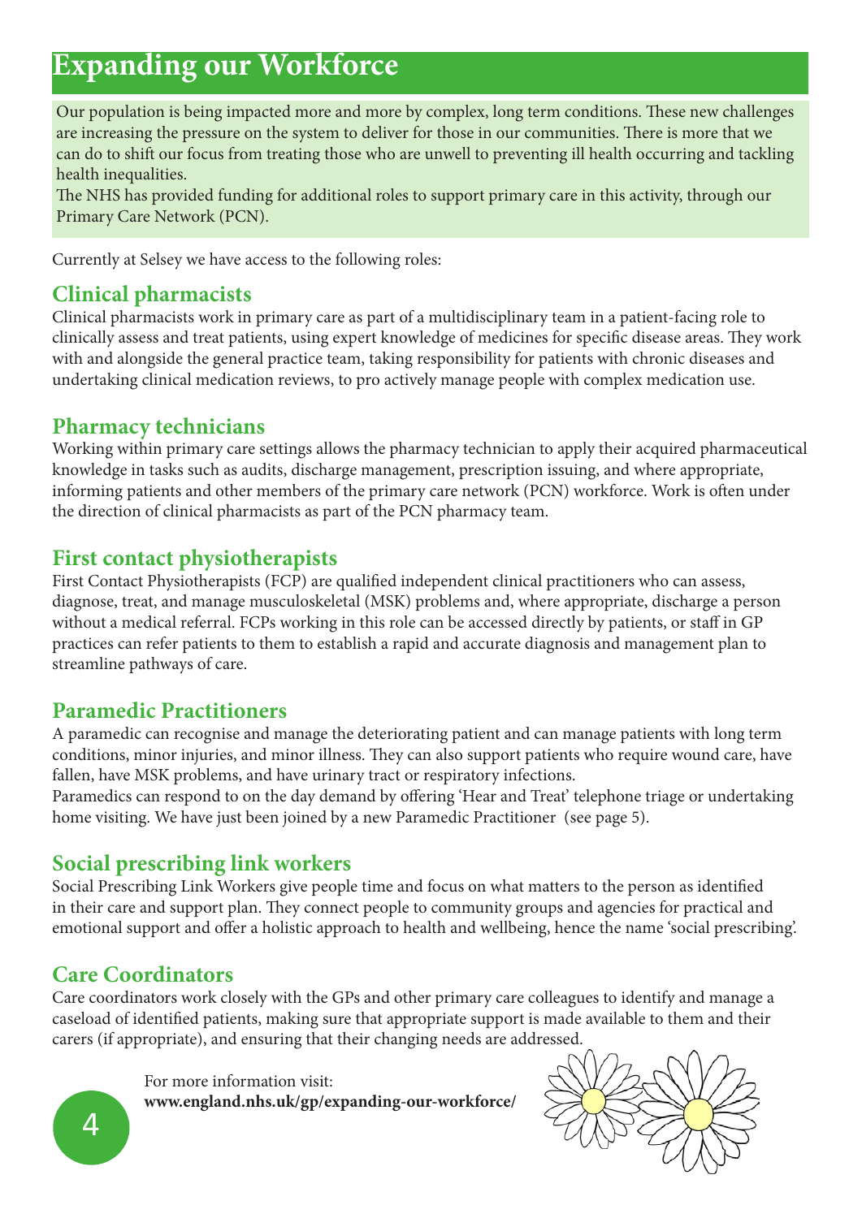# Expanding our Workforce

Our population is being impacted more and more by complex, long term conditions. These new challenges are increasing the pressure on the system to deliver for those in our communities. There is more that we can do to shift our focus from treating those who are unwell to preventing ill health occurring and tackling health inequalities.

The NHS has provided funding for additional roles to support primary care in this activity, through our Primary Care Network (PCN).

Currently at Selsey we have access to the following roles:

## Clinical pharmacists

Clinical pharmacists work in primary care as part of a multidisciplinary team in a patient-facing role to clinically assess and treat patients, using expert knowledge of medicines for specific disease areas. They work with and alongside the general practice team, taking responsibility for patients with chronic diseases and undertaking clinical medication reviews, to pro actively manage people with complex medication use.

## Pharmacy technicians

Working within primary care settings allows the pharmacy technician to apply their acquired pharmaceutical knowledge in tasks such as audits, discharge management, prescription issuing, and where appropriate, informing patients and other members of the primary care network (PCN) workforce. Work is often under the direction of clinical pharmacists as part of the PCN pharmacy team.

## First contact physiotherapists

First Contact Physiotherapists (FCP) are qualified independent clinical practitioners who can assess, diagnose, treat, and manage musculoskeletal (MSK) problems and, where appropriate, discharge a person without a medical referral. FCPs working in this role can be accessed directly by patients, or staff in GP practices can refer patients to them to establish a rapid and accurate diagnosis and management plan to streamline pathways of care.

## Paramedic Practitioners

A paramedic can recognise and manage the deteriorating patient and can manage patients with long term conditions, minor injuries, and minor illness. They can also support patients who require wound care, have fallen, have MSK problems, and have urinary tract or respiratory infections.

Paramedics can respond to on the day demand by offering 'Hear and Treat' telephone triage or undertaking home visiting. We have just been joined by a new Paramedic Practitioner (see page 5).

## Social prescribing link workers

Social Prescribing Link Workers give people time and focus on what matters to the person as identified in their care and support plan. They connect people to community groups and agencies for practical and emotional support and offer a holistic approach to health and wellbeing, hence the name 'social prescribing'.

## Care Coordinators

Care coordinators work closely with the GPs and other primary care colleagues to identify and manage a caseload of identified patients, making sure that appropriate support is made available to them and their carers (if appropriate), and ensuring that their changing needs are addressed.

For more information visit:
**www.england.nhs.uk/gp/expanding-our-workforce/**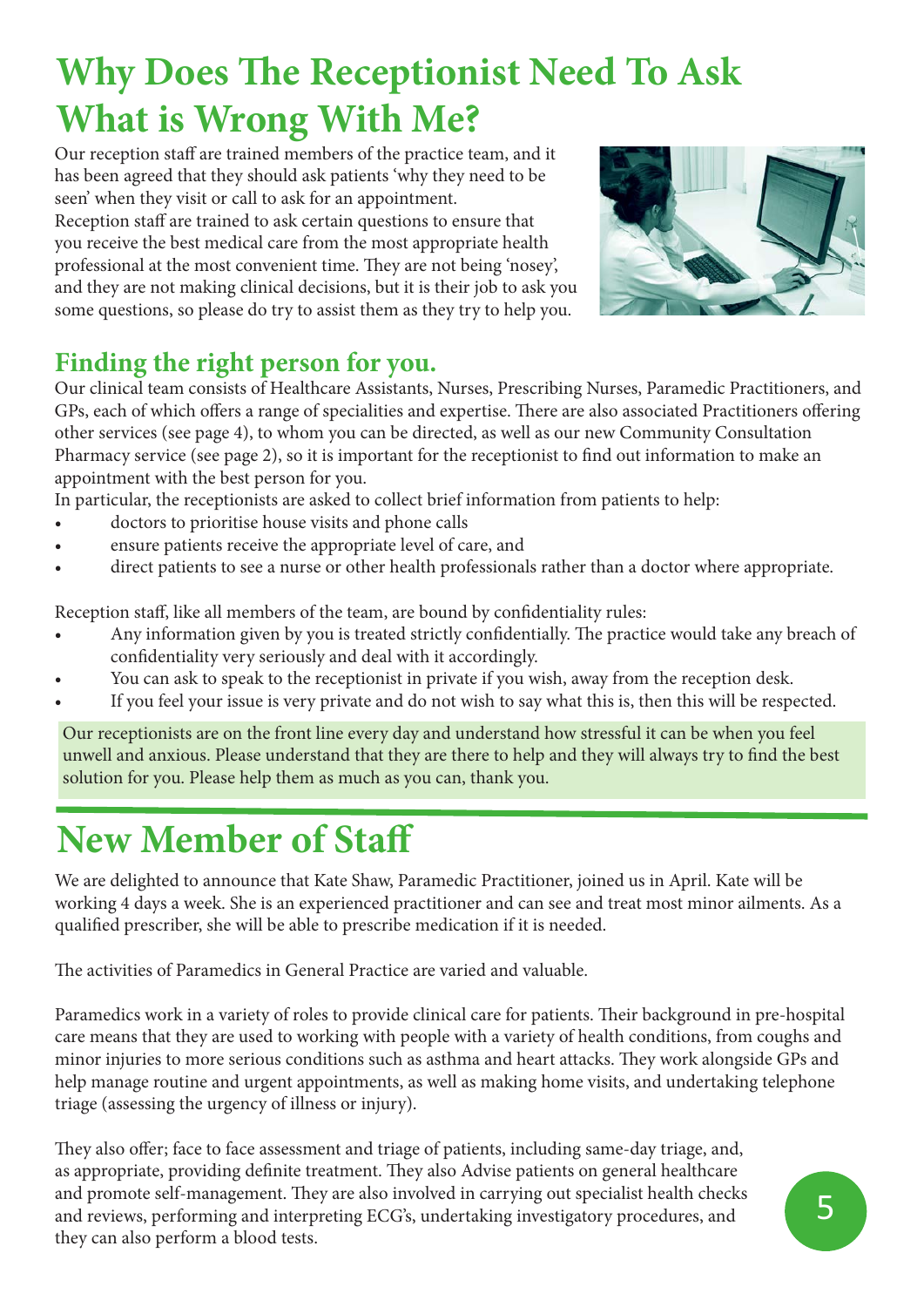# Why Does The Receptionist Need To Ask What is Wrong With Me?

Our reception staff are trained members of the practice team, and it has been agreed that they should ask patients 'why they need to be seen' when they visit or call to ask for an appointment.
Reception staff are trained to ask certain questions to ensure that you receive the best medical care from the most appropriate health professional at the most convenient time. They are not being 'nosey', and they are not making clinical decisions, but it is their job to ask you some questions, so please do try to assist them as they try to help you.

## Finding the right person for you.

Our clinical team consists of Healthcare Assistants, Nurses, Prescribing Nurses, Paramedic Practitioners, and GPs, each of which offers a range of specialities and expertise. There are also associated Practitioners offering other services (see page 4), to whom you can be directed, as well as our new Community Consultation Pharmacy service (see page 2), so it is important for the receptionist to find out information to make an appointment with the best person for you.
In particular, the receptionists are asked to collect brief information from patients to help:

- doctors to prioritise house visits and phone calls
- ensure patients receive the appropriate level of care, and
- direct patients to see a nurse or other health professionals rather than a doctor where appropriate.

Reception staff, like all members of the team, are bound by confidentiality rules:

- Any information given by you is treated strictly confidentially. The practice would take any breach of confidentiality very seriously and deal with it accordingly.
- You can ask to speak to the receptionist in private if you wish, away from the reception desk.
- If you feel your issue is very private and do not wish to say what this is, then this will be respected.

Our receptionists are on the front line every day and understand how stressful it can be when you feel unwell and anxious. Please understand that they are there to help and they will always try to find the best solution for you. Please help them as much as you can, thank you.

# New Member of Staff

We are delighted to announce that Kate Shaw, Paramedic Practitioner, joined us in April. Kate will be working 4 days a week. She is an experienced practitioner and can see and treat most minor ailments. As a qualified prescriber, she will be able to prescribe medication if it is needed.

The activities of Paramedics in General Practice are varied and valuable.

Paramedics work in a variety of roles to provide clinical care for patients. Their background in pre-hospital care means that they are used to working with people with a variety of health conditions, from coughs and minor injuries to more serious conditions such as asthma and heart attacks. They work alongside GPs and help manage routine and urgent appointments, as well as making home visits, and undertaking telephone triage (assessing the urgency of illness or injury).

They also offer; face to face assessment and triage of patients, including same-day triage, and, as appropriate, providing definite treatment. They also Advise patients on general healthcare and promote self-management. They are also involved in carrying out specialist health checks and reviews, performing and interpreting ECG's, undertaking investigatory procedures, and they can also perform a blood tests.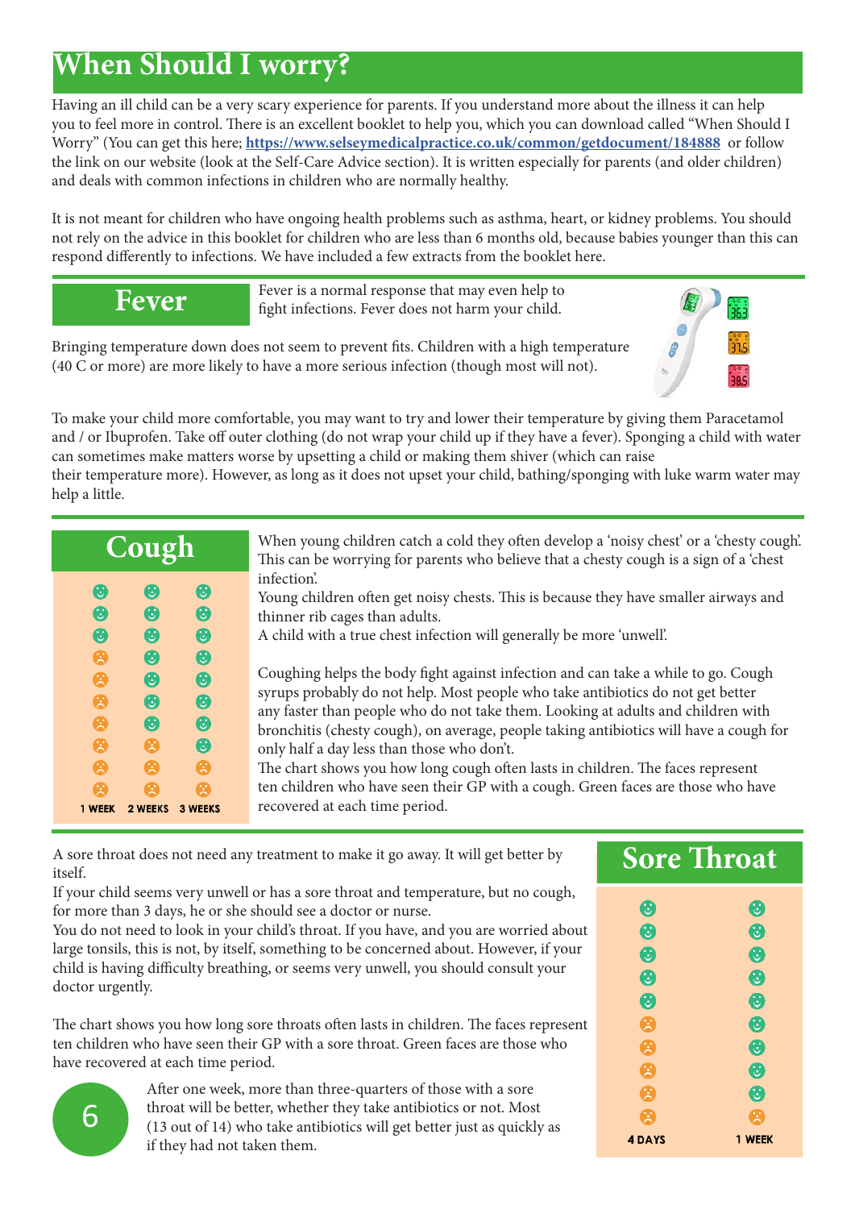# When Should I worry?

Having an ill child can be a very scary experience for parents. If you understand more about the illness it can help you to feel more in control. There is an excellent booklet to help you, which you can download called "When Should I Worry" (You can get this here; **https://www.selseymedicalpractice.co.uk/common/getdocument/184888** or follow the link on our website (look at the Self-Care Advice section). It is written especially for parents (and older children) and deals with common infections in children who are normally healthy.

It is not meant for children who have ongoing health problems such as asthma, heart, or kidney problems. You should not rely on the advice in this booklet for children who are less than 6 months old, because babies younger than this can respond differently to infections. We have included a few extracts from the booklet here.

## Fever

Fever is a normal response that may even help to fight infections. Fever does not harm your child.

Bringing temperature down does not seem to prevent fits. Children with a high temperature (40 C or more) are more likely to have a more serious infection (though most will not).

To make your child more comfortable, you may want to try and lower their temperature by giving them Paracetamol and / or Ibuprofen. Take off outer clothing (do not wrap your child up if they have a fever). Sponging a child with water can sometimes make matters worse by upsetting a child or making them shiver (which can raise their temperature more). However, as long as it does not upset your child, bathing/sponging with luke warm water may help a little.

## Cough

When young children catch a cold they often develop a 'noisy chest' or a 'chesty cough'. This can be worrying for parents who believe that a chesty cough is a sign of a 'chest infection'.

Young children often get noisy chests. This is because they have smaller airways and thinner rib cages than adults.

A child with a true chest infection will generally be more 'unwell'.

Coughing helps the body fight against infection and can take a while to go. Cough syrups probably do not help. Most people who take antibiotics do not get better any faster than people who do not take them. Looking at adults and children with bronchitis (chesty cough), on average, people taking antibiotics will have a cough for only half a day less than those who don't.

The chart shows you how long cough often lasts in children. The faces represent ten children who have seen their GP with a cough. Green faces are those who have recovered at each time period.

| 1 WEEK | 2 WEEKS | 3 WEEKS |
|---|---|---|
| 3 of 10 recovered | 7 of 10 recovered | 9 of 10 recovered |

## Sore Throat

A sore throat does not need any treatment to make it go away. It will get better by itself.

If your child seems very unwell or has a sore throat and temperature, but no cough, for more than 3 days, he or she should see a doctor or nurse.

You do not need to look in your child's throat. If you have, and you are worried about large tonsils, this is not, by itself, something to be concerned about. However, if your child is having difficulty breathing, or seems very unwell, you should consult your doctor urgently.

The chart shows you how long sore throats often lasts in children. The faces represent ten children who have seen their GP with a sore throat. Green faces are those who have recovered at each time period.

| 4 DAYS | 1 WEEK |
|---|---|
| 5 of 10 recovered | 9 of 10 recovered |

After one week, more than three-quarters of those with a sore throat will be better, whether they take antibiotics or not. Most (13 out of 14) who take antibiotics will get better just as quickly as if they had not taken them.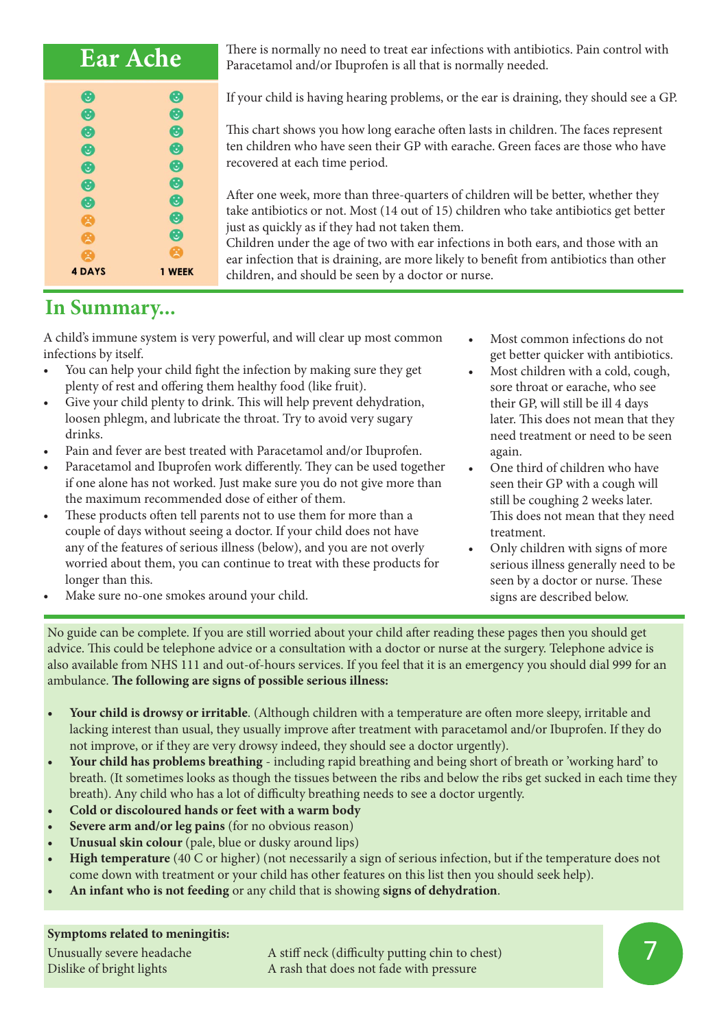# Ear Ache

4 DAYS | 1 WEEK

There is normally no need to treat ear infections with antibiotics. Pain control with Paracetamol and/or Ibuprofen is all that is normally needed.

If your child is having hearing problems, or the ear is draining, they should see a GP.

This chart shows you how long earache often lasts in children. The faces represent ten children who have seen their GP with earache. Green faces are those who have recovered at each time period.

After one week, more than three-quarters of children will be better, whether they take antibiotics or not. Most (14 out of 15) children who take antibiotics get better just as quickly as if they had not taken them.
Children under the age of two with ear infections in both ears, and those with an ear infection that is draining, are more likely to benefit from antibiotics than other children, and should be seen by a doctor or nurse.

## In Summary...

A child's immune system is very powerful, and will clear up most common infections by itself.

- You can help your child fight the infection by making sure they get plenty of rest and offering them healthy food (like fruit).
- Give your child plenty to drink. This will help prevent dehydration, loosen phlegm, and lubricate the throat. Try to avoid very sugary drinks.
- Pain and fever are best treated with Paracetamol and/or Ibuprofen.
- Paracetamol and Ibuprofen work differently. They can be used together if one alone has not worked. Just make sure you do not give more than the maximum recommended dose of either of them.
- These products often tell parents not to use them for more than a couple of days without seeing a doctor. If your child does not have any of the features of serious illness (below), and you are not overly worried about them, you can continue to treat with these products for longer than this.
- Make sure no-one smokes around your child.
- Most common infections do not get better quicker with antibiotics.
- Most children with a cold, cough, sore throat or earache, who see their GP, will still be ill 4 days later. This does not mean that they need treatment or need to be seen again.
- One third of children who have seen their GP with a cough will still be coughing 2 weeks later. This does not mean that they need treatment.
- Only children with signs of more serious illness generally need to be seen by a doctor or nurse. These signs are described below.

No guide can be complete. If you are still worried about your child after reading these pages then you should get advice. This could be telephone advice or a consultation with a doctor or nurse at the surgery. Telephone advice is also available from NHS 111 and out-of-hours services. If you feel that it is an emergency you should dial 999 for an ambulance. **The following are signs of possible serious illness:**

- **Your child is drowsy or irritable**. (Although children with a temperature are often more sleepy, irritable and lacking interest than usual, they usually improve after treatment with paracetamol and/or Ibuprofen. If they do not improve, or if they are very drowsy indeed, they should see a doctor urgently).
- **Your child has problems breathing** - including rapid breathing and being short of breath or 'working hard' to breath. (It sometimes looks as though the tissues between the ribs and below the ribs get sucked in each time they breath). Any child who has a lot of difficulty breathing needs to see a doctor urgently.
- **Cold or discoloured hands or feet with a warm body**
- **Severe arm and/or leg pains** (for no obvious reason)
- **Unusual skin colour** (pale, blue or dusky around lips)
- **High temperature** (40 C or higher) (not necessarily a sign of serious infection, but if the temperature does not come down with treatment or your child has other features on this list then you should seek help).
- **An infant who is not feeding** or any child that is showing **signs of dehydration**.

**Symptoms related to meningitis:**

Unusually severe headache
Dislike of bright lights
A stiff neck (difficulty putting chin to chest)
A rash that does not fade with pressure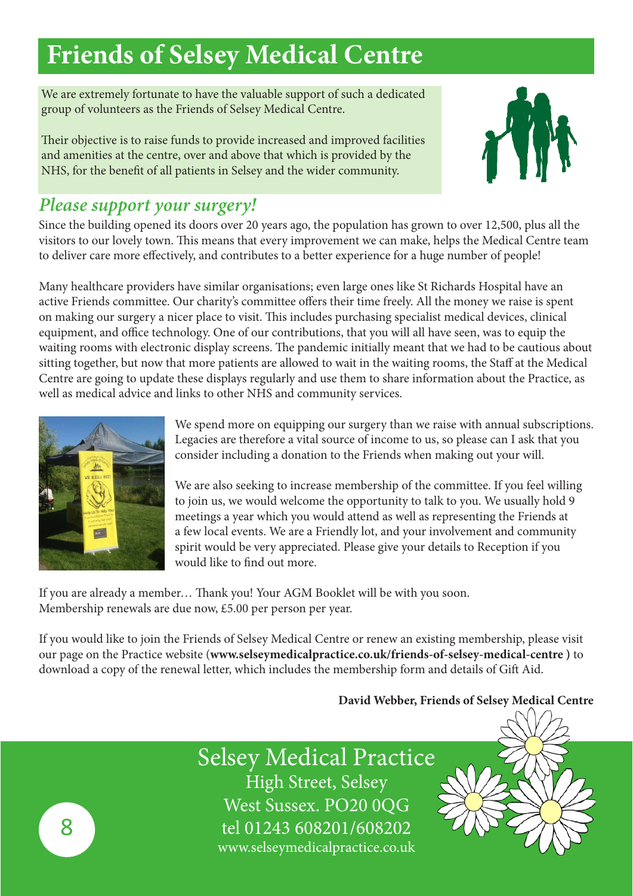# Friends of Selsey Medical Centre

We are extremely fortunate to have the valuable support of such a dedicated group of volunteers as the Friends of Selsey Medical Centre.

Their objective is to raise funds to provide increased and improved facilities and amenities at the centre, over and above that which is provided by the NHS, for the benefit of all patients in Selsey and the wider community.

## *Please support your surgery!*

Since the building opened its doors over 20 years ago, the population has grown to over 12,500, plus all the visitors to our lovely town. This means that every improvement we can make, helps the Medical Centre team to deliver care more effectively, and contributes to a better experience for a huge number of people!

Many healthcare providers have similar organisations; even large ones like St Richards Hospital have an active Friends committee. Our charity's committee offers their time freely. All the money we raise is spent on making our surgery a nicer place to visit. This includes purchasing specialist medical devices, clinical equipment, and office technology. One of our contributions, that you will all have seen, was to equip the waiting rooms with electronic display screens. The pandemic initially meant that we had to be cautious about sitting together, but now that more patients are allowed to wait in the waiting rooms, the Staff at the Medical Centre are going to update these displays regularly and use them to share information about the Practice, as well as medical advice and links to other NHS and community services.

We spend more on equipping our surgery than we raise with annual subscriptions. Legacies are therefore a vital source of income to us, so please can I ask that you consider including a donation to the Friends when making out your will.

We are also seeking to increase membership of the committee. If you feel willing to join us, we would welcome the opportunity to talk to you. We usually hold 9 meetings a year which you would attend as well as representing the Friends at a few local events. We are a Friendly lot, and your involvement and community spirit would be very appreciated. Please give your details to Reception if you would like to find out more.

If you are already a member… Thank you! Your AGM Booklet will be with you soon.
Membership renewals are due now, £5.00 per person per year.

If you would like to join the Friends of Selsey Medical Centre or renew an existing membership, please visit our page on the Practice website (**www.selseymedicalpractice.co.uk/friends-of-selsey-medical-centre )** to download a copy of the renewal letter, which includes the membership form and details of Gift Aid.

**David Webber, Friends of Selsey Medical Centre**

Selsey Medical Practice
High Street, Selsey
West Sussex. PO20 0QG
tel 01243 608201/608202
www.selseymedicalpractice.co.uk